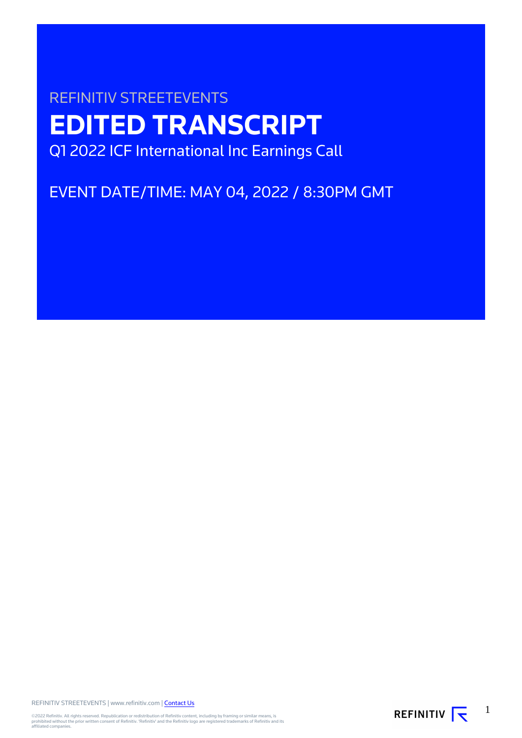REFINITIV STREETEVENTS

# EDITED TRANSCRIPT

Q1 2022 ICF International Inc Earnings Call

EVENT DATE/TIME: MAY 04, 2022 / 8:30PM GMT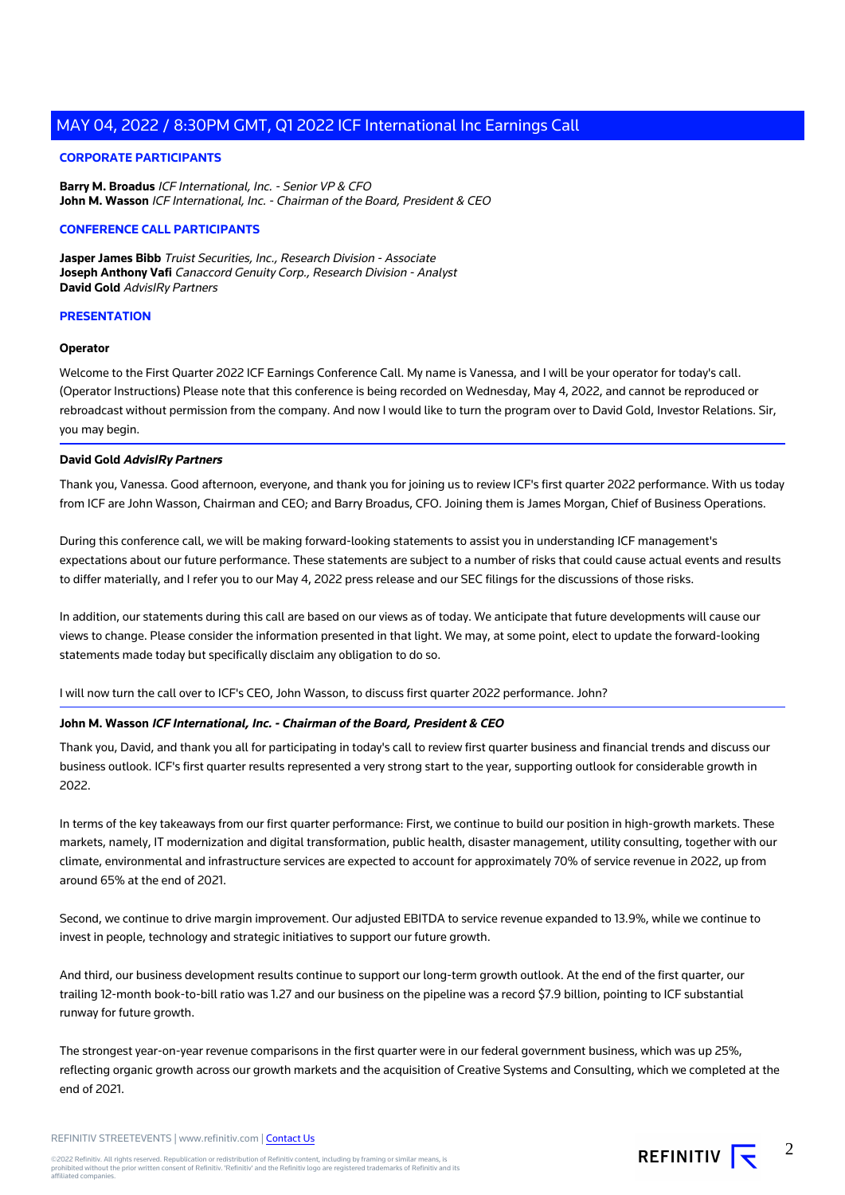### CORPORATE PARTICIPANTS

**Barry M. Broadus** *ICF International, Inc. - Senior VP & CFO*
**John M. Wasson** *ICF International, Inc. - Chairman of the Board, President & CEO*

### CONFERENCE CALL PARTICIPANTS

**Jasper James Bibb** *Truist Securities, Inc., Research Division - Associate*
**Joseph Anthony Vafi** *Canaccord Genuity Corp., Research Division - Analyst*
**David Gold** *AdvisIRy Partners*

### PRESENTATION

**Operator**

Welcome to the First Quarter 2022 ICF Earnings Conference Call. My name is Vanessa, and I will be your operator for today's call. (Operator Instructions) Please note that this conference is being recorded on Wednesday, May 4, 2022, and cannot be reproduced or rebroadcast without permission from the company. And now I would like to turn the program over to David Gold, Investor Relations. Sir, you may begin.

**David Gold** ***AdvisIRy Partners***

Thank you, Vanessa. Good afternoon, everyone, and thank you for joining us to review ICF's first quarter 2022 performance. With us today from ICF are John Wasson, Chairman and CEO; and Barry Broadus, CFO. Joining them is James Morgan, Chief of Business Operations.

During this conference call, we will be making forward-looking statements to assist you in understanding ICF management's expectations about our future performance. These statements are subject to a number of risks that could cause actual events and results to differ materially, and I refer you to our May 4, 2022 press release and our SEC filings for the discussions of those risks.

In addition, our statements during this call are based on our views as of today. We anticipate that future developments will cause our views to change. Please consider the information presented in that light. We may, at some point, elect to update the forward-looking statements made today but specifically disclaim any obligation to do so.

I will now turn the call over to ICF's CEO, John Wasson, to discuss first quarter 2022 performance. John?

**John M. Wasson** ***ICF International, Inc. - Chairman of the Board, President & CEO***

Thank you, David, and thank you all for participating in today's call to review first quarter business and financial trends and discuss our business outlook. ICF's first quarter results represented a very strong start to the year, supporting outlook for considerable growth in 2022.

In terms of the key takeaways from our first quarter performance: First, we continue to build our position in high-growth markets. These markets, namely, IT modernization and digital transformation, public health, disaster management, utility consulting, together with our climate, environmental and infrastructure services are expected to account for approximately 70% of service revenue in 2022, up from around 65% at the end of 2021.

Second, we continue to drive margin improvement. Our adjusted EBITDA to service revenue expanded to 13.9%, while we continue to invest in people, technology and strategic initiatives to support our future growth.

And third, our business development results continue to support our long-term growth outlook. At the end of the first quarter, our trailing 12-month book-to-bill ratio was 1.27 and our business on the pipeline was a record $7.9 billion, pointing to ICF substantial runway for future growth.

The strongest year-on-year revenue comparisons in the first quarter were in our federal government business, which was up 25%, reflecting organic growth across our growth markets and the acquisition of Creative Systems and Consulting, which we completed at the end of 2021.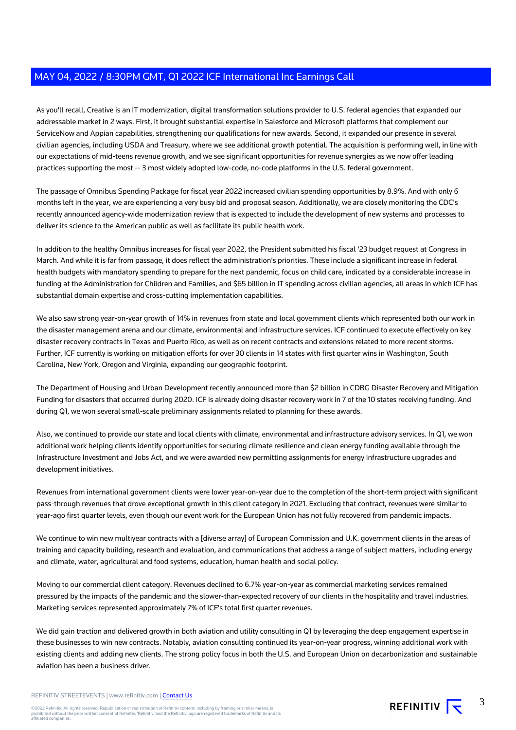As you'll recall, Creative is an IT modernization, digital transformation solutions provider to U.S. federal agencies that expanded our addressable market in 2 ways. First, it brought substantial expertise in Salesforce and Microsoft platforms that complement our ServiceNow and Appian capabilities, strengthening our qualifications for new awards. Second, it expanded our presence in several civilian agencies, including USDA and Treasury, where we see additional growth potential. The acquisition is performing well, in line with our expectations of mid-teens revenue growth, and we see significant opportunities for revenue synergies as we now offer leading practices supporting the most -- 3 most widely adopted low-code, no-code platforms in the U.S. federal government.

The passage of Omnibus Spending Package for fiscal year 2022 increased civilian spending opportunities by 8.9%. And with only 6 months left in the year, we are experiencing a very busy bid and proposal season. Additionally, we are closely monitoring the CDC's recently announced agency-wide modernization review that is expected to include the development of new systems and processes to deliver its science to the American public as well as facilitate its public health work.

In addition to the healthy Omnibus increases for fiscal year 2022, the President submitted his fiscal '23 budget request at Congress in March. And while it is far from passage, it does reflect the administration's priorities. These include a significant increase in federal health budgets with mandatory spending to prepare for the next pandemic, focus on child care, indicated by a considerable increase in funding at the Administration for Children and Families, and $65 billion in IT spending across civilian agencies, all areas in which ICF has substantial domain expertise and cross-cutting implementation capabilities.

We also saw strong year-on-year growth of 14% in revenues from state and local government clients which represented both our work in the disaster management arena and our climate, environmental and infrastructure services. ICF continued to execute effectively on key disaster recovery contracts in Texas and Puerto Rico, as well as on recent contracts and extensions related to more recent storms. Further, ICF currently is working on mitigation efforts for over 30 clients in 14 states with first quarter wins in Washington, South Carolina, New York, Oregon and Virginia, expanding our geographic footprint.

The Department of Housing and Urban Development recently announced more than $2 billion in CDBG Disaster Recovery and Mitigation Funding for disasters that occurred during 2020. ICF is already doing disaster recovery work in 7 of the 10 states receiving funding. And during Q1, we won several small-scale preliminary assignments related to planning for these awards.

Also, we continued to provide our state and local clients with climate, environmental and infrastructure advisory services. In Q1, we won additional work helping clients identify opportunities for securing climate resilience and clean energy funding available through the Infrastructure Investment and Jobs Act, and we were awarded new permitting assignments for energy infrastructure upgrades and development initiatives.

Revenues from international government clients were lower year-on-year due to the completion of the short-term project with significant pass-through revenues that drove exceptional growth in this client category in 2021. Excluding that contract, revenues were similar to year-ago first quarter levels, even though our event work for the European Union has not fully recovered from pandemic impacts.

We continue to win new multiyear contracts with a [diverse array] of European Commission and U.K. government clients in the areas of training and capacity building, research and evaluation, and communications that address a range of subject matters, including energy and climate, water, agricultural and food systems, education, human health and social policy.

Moving to our commercial client category. Revenues declined to 6.7% year-on-year as commercial marketing services remained pressured by the impacts of the pandemic and the slower-than-expected recovery of our clients in the hospitality and travel industries. Marketing services represented approximately 7% of ICF's total first quarter revenues.

We did gain traction and delivered growth in both aviation and utility consulting in Q1 by leveraging the deep engagement expertise in these businesses to win new contracts. Notably, aviation consulting continued its year-on-year progress, winning additional work with existing clients and adding new clients. The strong policy focus in both the U.S. and European Union on decarbonization and sustainable aviation has been a business driver.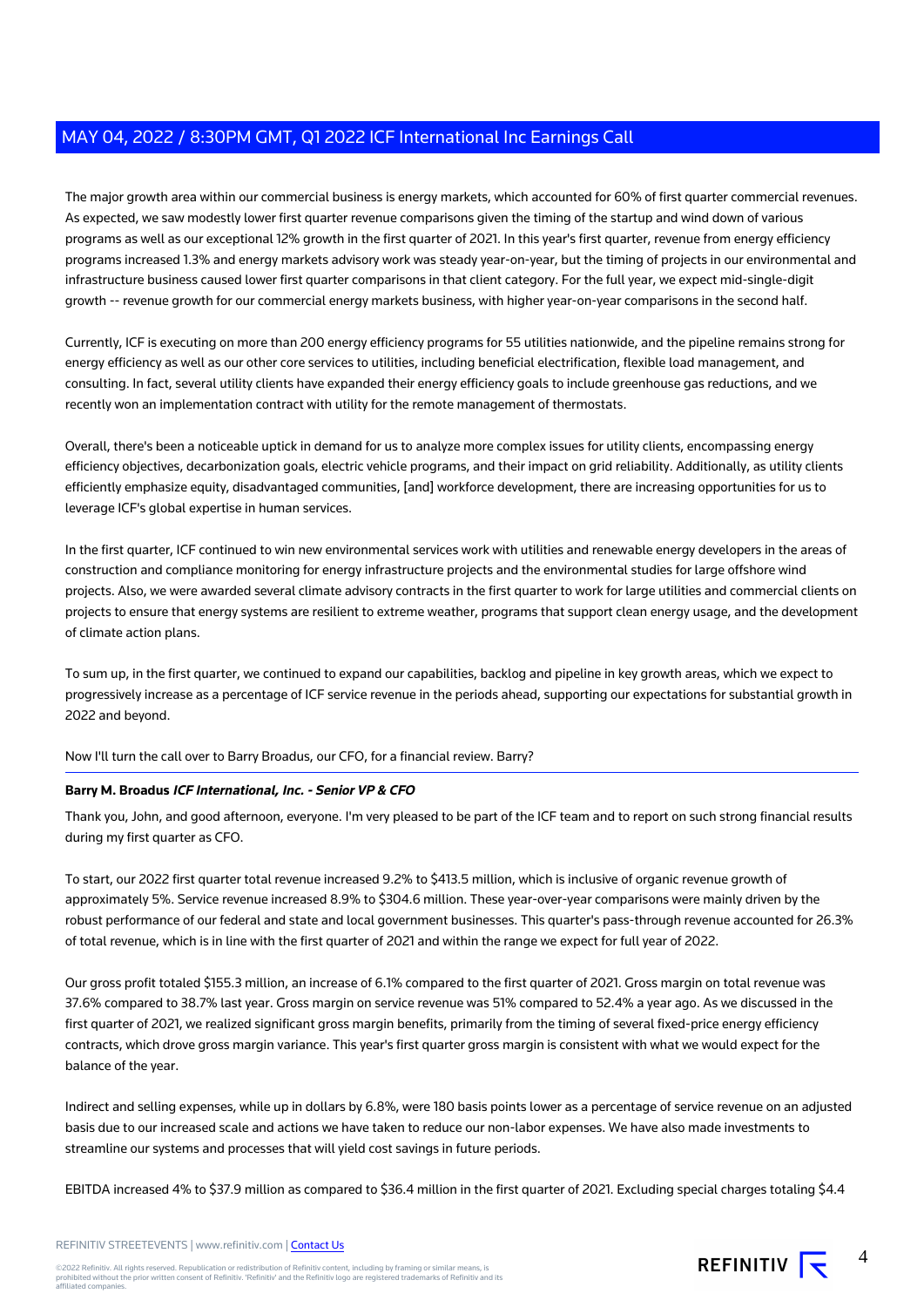The major growth area within our commercial business is energy markets, which accounted for 60% of first quarter commercial revenues. As expected, we saw modestly lower first quarter revenue comparisons given the timing of the startup and wind down of various programs as well as our exceptional 12% growth in the first quarter of 2021. In this year's first quarter, revenue from energy efficiency programs increased 1.3% and energy markets advisory work was steady year-on-year, but the timing of projects in our environmental and infrastructure business caused lower first quarter comparisons in that client category. For the full year, we expect mid-single-digit growth -- revenue growth for our commercial energy markets business, with higher year-on-year comparisons in the second half.

Currently, ICF is executing on more than 200 energy efficiency programs for 55 utilities nationwide, and the pipeline remains strong for energy efficiency as well as our other core services to utilities, including beneficial electrification, flexible load management, and consulting. In fact, several utility clients have expanded their energy efficiency goals to include greenhouse gas reductions, and we recently won an implementation contract with utility for the remote management of thermostats.

Overall, there's been a noticeable uptick in demand for us to analyze more complex issues for utility clients, encompassing energy efficiency objectives, decarbonization goals, electric vehicle programs, and their impact on grid reliability. Additionally, as utility clients efficiently emphasize equity, disadvantaged communities, [and] workforce development, there are increasing opportunities for us to leverage ICF's global expertise in human services.

In the first quarter, ICF continued to win new environmental services work with utilities and renewable energy developers in the areas of construction and compliance monitoring for energy infrastructure projects and the environmental studies for large offshore wind projects. Also, we were awarded several climate advisory contracts in the first quarter to work for large utilities and commercial clients on projects to ensure that energy systems are resilient to extreme weather, programs that support clean energy usage, and the development of climate action plans.

To sum up, in the first quarter, we continued to expand our capabilities, backlog and pipeline in key growth areas, which we expect to progressively increase as a percentage of ICF service revenue in the periods ahead, supporting our expectations for substantial growth in 2022 and beyond.

Now I'll turn the call over to Barry Broadus, our CFO, for a financial review. Barry?

**Barry M. Broadus** ***ICF International, Inc. - Senior VP & CFO***

Thank you, John, and good afternoon, everyone. I'm very pleased to be part of the ICF team and to report on such strong financial results during my first quarter as CFO.

To start, our 2022 first quarter total revenue increased 9.2% to $413.5 million, which is inclusive of organic revenue growth of approximately 5%. Service revenue increased 8.9% to $304.6 million. These year-over-year comparisons were mainly driven by the robust performance of our federal and state and local government businesses. This quarter's pass-through revenue accounted for 26.3% of total revenue, which is in line with the first quarter of 2021 and within the range we expect for full year of 2022.

Our gross profit totaled $155.3 million, an increase of 6.1% compared to the first quarter of 2021. Gross margin on total revenue was 37.6% compared to 38.7% last year. Gross margin on service revenue was 51% compared to 52.4% a year ago. As we discussed in the first quarter of 2021, we realized significant gross margin benefits, primarily from the timing of several fixed-price energy efficiency contracts, which drove gross margin variance. This year's first quarter gross margin is consistent with what we would expect for the balance of the year.

Indirect and selling expenses, while up in dollars by 6.8%, were 180 basis points lower as a percentage of service revenue on an adjusted basis due to our increased scale and actions we have taken to reduce our non-labor expenses. We have also made investments to streamline our systems and processes that will yield cost savings in future periods.

EBITDA increased 4% to $37.9 million as compared to $36.4 million in the first quarter of 2021. Excluding special charges totaling $4.4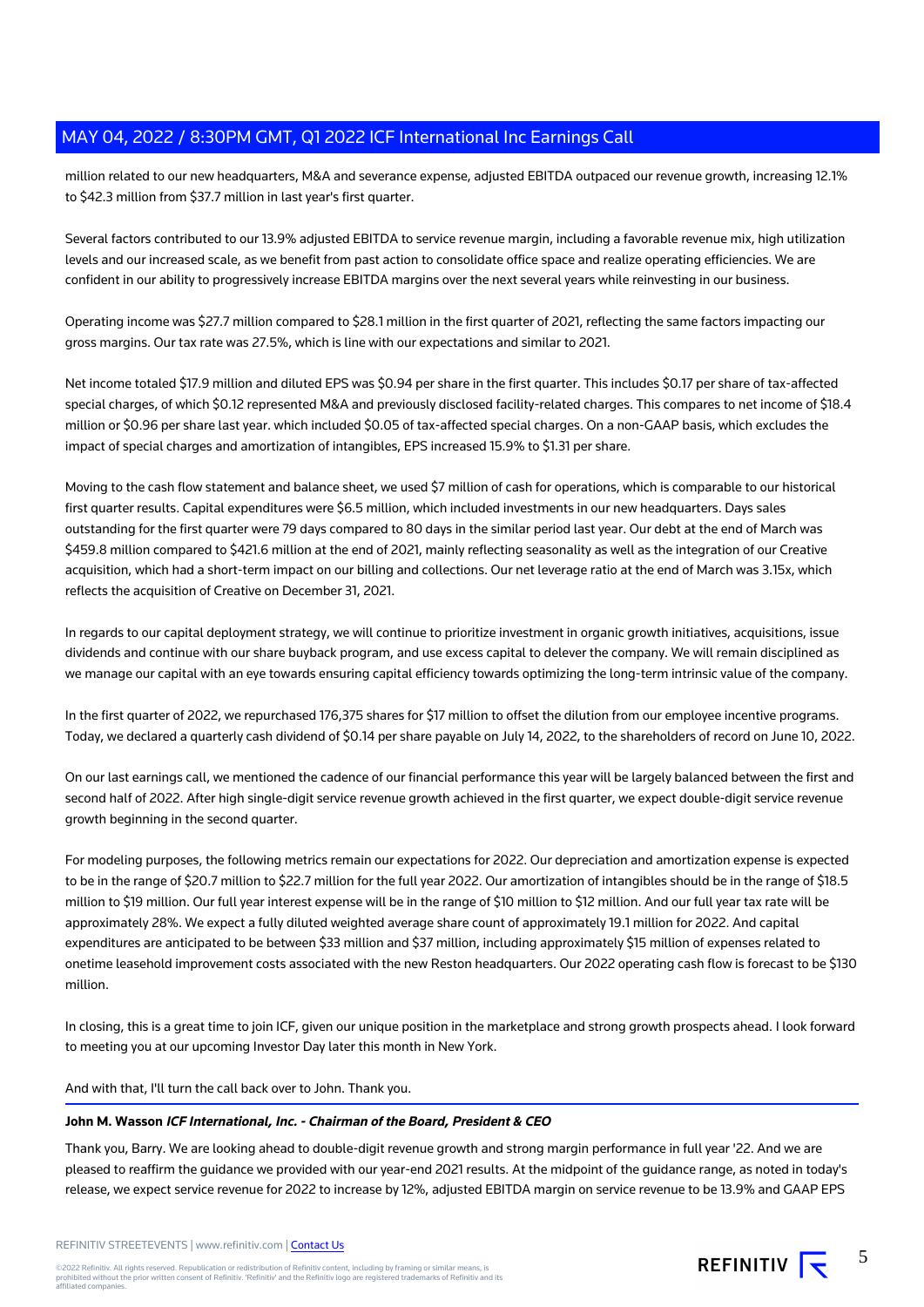million related to our new headquarters, M&A and severance expense, adjusted EBITDA outpaced our revenue growth, increasing 12.1% to $42.3 million from $37.7 million in last year's first quarter.

Several factors contributed to our 13.9% adjusted EBITDA to service revenue margin, including a favorable revenue mix, high utilization levels and our increased scale, as we benefit from past action to consolidate office space and realize operating efficiencies. We are confident in our ability to progressively increase EBITDA margins over the next several years while reinvesting in our business.

Operating income was $27.7 million compared to $28.1 million in the first quarter of 2021, reflecting the same factors impacting our gross margins. Our tax rate was 27.5%, which is line with our expectations and similar to 2021.

Net income totaled $17.9 million and diluted EPS was $0.94 per share in the first quarter. This includes $0.17 per share of tax-affected special charges, of which $0.12 represented M&A and previously disclosed facility-related charges. This compares to net income of $18.4 million or $0.96 per share last year. which included $0.05 of tax-affected special charges. On a non-GAAP basis, which excludes the impact of special charges and amortization of intangibles, EPS increased 15.9% to $1.31 per share.

Moving to the cash flow statement and balance sheet, we used $7 million of cash for operations, which is comparable to our historical first quarter results. Capital expenditures were $6.5 million, which included investments in our new headquarters. Days sales outstanding for the first quarter were 79 days compared to 80 days in the similar period last year. Our debt at the end of March was $459.8 million compared to $421.6 million at the end of 2021, mainly reflecting seasonality as well as the integration of our Creative acquisition, which had a short-term impact on our billing and collections. Our net leverage ratio at the end of March was 3.15x, which reflects the acquisition of Creative on December 31, 2021.

In regards to our capital deployment strategy, we will continue to prioritize investment in organic growth initiatives, acquisitions, issue dividends and continue with our share buyback program, and use excess capital to delever the company. We will remain disciplined as we manage our capital with an eye towards ensuring capital efficiency towards optimizing the long-term intrinsic value of the company.

In the first quarter of 2022, we repurchased 176,375 shares for $17 million to offset the dilution from our employee incentive programs. Today, we declared a quarterly cash dividend of $0.14 per share payable on July 14, 2022, to the shareholders of record on June 10, 2022.

On our last earnings call, we mentioned the cadence of our financial performance this year will be largely balanced between the first and second half of 2022. After high single-digit service revenue growth achieved in the first quarter, we expect double-digit service revenue growth beginning in the second quarter.

For modeling purposes, the following metrics remain our expectations for 2022. Our depreciation and amortization expense is expected to be in the range of $20.7 million to $22.7 million for the full year 2022. Our amortization of intangibles should be in the range of $18.5 million to $19 million. Our full year interest expense will be in the range of $10 million to $12 million. And our full year tax rate will be approximately 28%. We expect a fully diluted weighted average share count of approximately 19.1 million for 2022. And capital expenditures are anticipated to be between $33 million and $37 million, including approximately $15 million of expenses related to onetime leasehold improvement costs associated with the new Reston headquarters. Our 2022 operating cash flow is forecast to be $130 million.

In closing, this is a great time to join ICF, given our unique position in the marketplace and strong growth prospects ahead. I look forward to meeting you at our upcoming Investor Day later this month in New York.

And with that, I'll turn the call back over to John. Thank you.

**John M. Wasson** ***ICF International, Inc. - Chairman of the Board, President & CEO***

Thank you, Barry. We are looking ahead to double-digit revenue growth and strong margin performance in full year '22. And we are pleased to reaffirm the guidance we provided with our year-end 2021 results. At the midpoint of the guidance range, as noted in today's release, we expect service revenue for 2022 to increase by 12%, adjusted EBITDA margin on service revenue to be 13.9% and GAAP EPS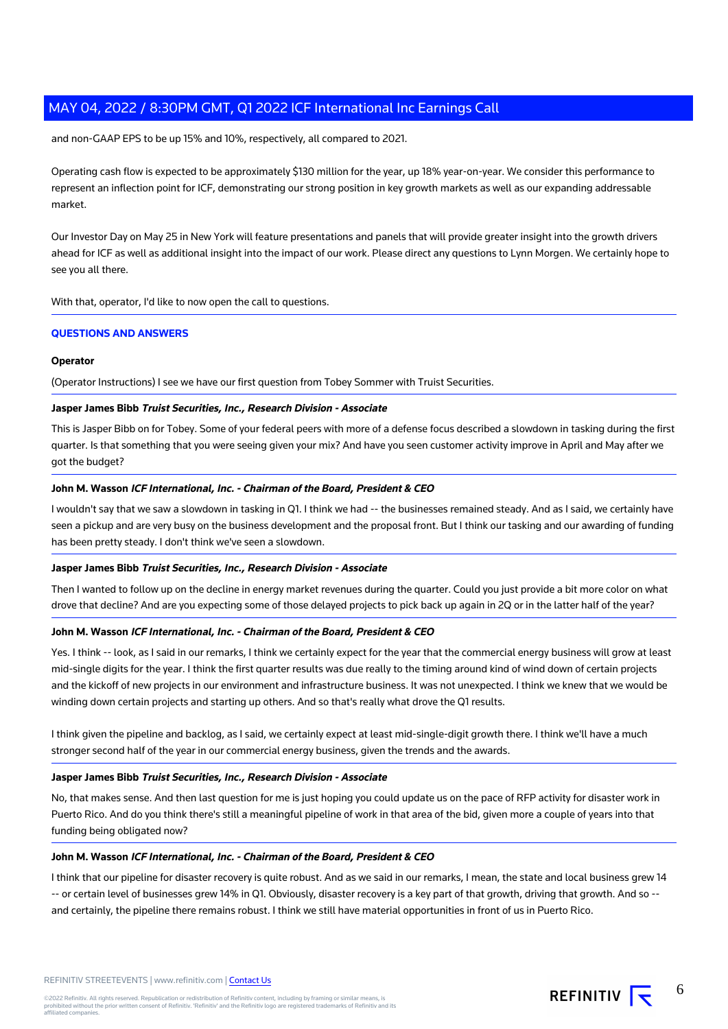and non-GAAP EPS to be up 15% and 10%, respectively, all compared to 2021.

Operating cash flow is expected to be approximately $130 million for the year, up 18% year-on-year. We consider this performance to represent an inflection point for ICF, demonstrating our strong position in key growth markets as well as our expanding addressable market.

Our Investor Day on May 25 in New York will feature presentations and panels that will provide greater insight into the growth drivers ahead for ICF as well as additional insight into the impact of our work. Please direct any questions to Lynn Morgen. We certainly hope to see you all there.

With that, operator, I'd like to now open the call to questions.

## QUESTIONS AND ANSWERS

**Operator**

(Operator Instructions) I see we have our first question from Tobey Sommer with Truist Securities.

**Jasper James Bibb** ***Truist Securities, Inc., Research Division - Associate***

This is Jasper Bibb on for Tobey. Some of your federal peers with more of a defense focus described a slowdown in tasking during the first quarter. Is that something that you were seeing given your mix? And have you seen customer activity improve in April and May after we got the budget?

**John M. Wasson** ***ICF International, Inc. - Chairman of the Board, President & CEO***

I wouldn't say that we saw a slowdown in tasking in Q1. I think we had -- the businesses remained steady. And as I said, we certainly have seen a pickup and are very busy on the business development and the proposal front. But I think our tasking and our awarding of funding has been pretty steady. I don't think we've seen a slowdown.

**Jasper James Bibb** ***Truist Securities, Inc., Research Division - Associate***

Then I wanted to follow up on the decline in energy market revenues during the quarter. Could you just provide a bit more color on what drove that decline? And are you expecting some of those delayed projects to pick back up again in 2Q or in the latter half of the year?

**John M. Wasson** ***ICF International, Inc. - Chairman of the Board, President & CEO***

Yes. I think -- look, as I said in our remarks, I think we certainly expect for the year that the commercial energy business will grow at least mid-single digits for the year. I think the first quarter results was due really to the timing around kind of wind down of certain projects and the kickoff of new projects in our environment and infrastructure business. It was not unexpected. I think we knew that we would be winding down certain projects and starting up others. And so that's really what drove the Q1 results.

I think given the pipeline and backlog, as I said, we certainly expect at least mid-single-digit growth there. I think we'll have a much stronger second half of the year in our commercial energy business, given the trends and the awards.

**Jasper James Bibb** ***Truist Securities, Inc., Research Division - Associate***

No, that makes sense. And then last question for me is just hoping you could update us on the pace of RFP activity for disaster work in Puerto Rico. And do you think there's still a meaningful pipeline of work in that area of the bid, given more a couple of years into that funding being obligated now?

**John M. Wasson** ***ICF International, Inc. - Chairman of the Board, President & CEO***

I think that our pipeline for disaster recovery is quite robust. And as we said in our remarks, I mean, the state and local business grew 14 -- or certain level of businesses grew 14% in Q1. Obviously, disaster recovery is a key part of that growth, driving that growth. And so -- and certainly, the pipeline there remains robust. I think we still have material opportunities in front of us in Puerto Rico.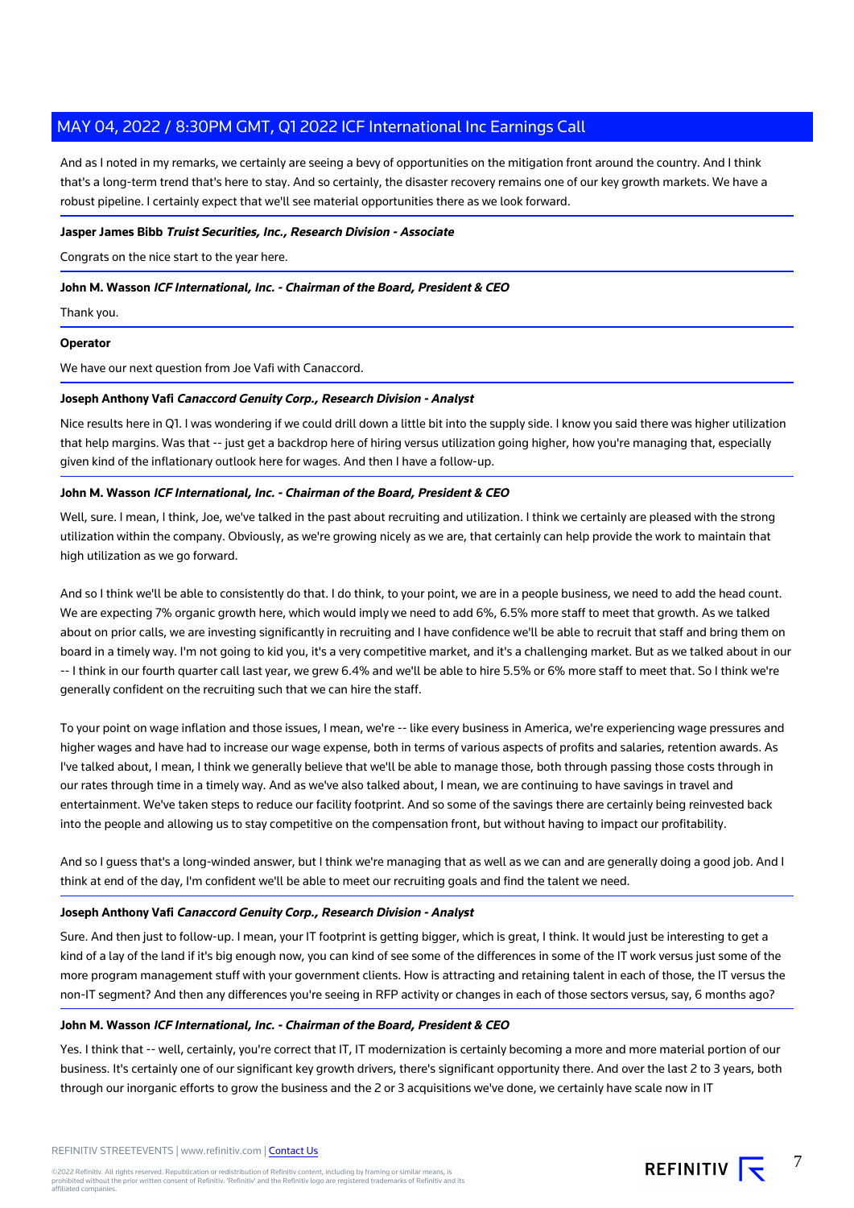And as I noted in my remarks, we certainly are seeing a bevy of opportunities on the mitigation front around the country. And I think that's a long-term trend that's here to stay. And so certainly, the disaster recovery remains one of our key growth markets. We have a robust pipeline. I certainly expect that we'll see material opportunities there as we look forward.

**Jasper James Bibb** ***Truist Securities, Inc., Research Division - Associate***

Congrats on the nice start to the year here.

**John M. Wasson** ***ICF International, Inc. - Chairman of the Board, President & CEO***

Thank you.

**Operator**

We have our next question from Joe Vafi with Canaccord.

**Joseph Anthony Vafi** ***Canaccord Genuity Corp., Research Division - Analyst***

Nice results here in Q1. I was wondering if we could drill down a little bit into the supply side. I know you said there was higher utilization that help margins. Was that -- just get a backdrop here of hiring versus utilization going higher, how you're managing that, especially given kind of the inflationary outlook here for wages. And then I have a follow-up.

**John M. Wasson** ***ICF International, Inc. - Chairman of the Board, President & CEO***

Well, sure. I mean, I think, Joe, we've talked in the past about recruiting and utilization. I think we certainly are pleased with the strong utilization within the company. Obviously, as we're growing nicely as we are, that certainly can help provide the work to maintain that high utilization as we go forward.

And so I think we'll be able to consistently do that. I do think, to your point, we are in a people business, we need to add the head count. We are expecting 7% organic growth here, which would imply we need to add 6%, 6.5% more staff to meet that growth. As we talked about on prior calls, we are investing significantly in recruiting and I have confidence we'll be able to recruit that staff and bring them on board in a timely way. I'm not going to kid you, it's a very competitive market, and it's a challenging market. But as we talked about in our -- I think in our fourth quarter call last year, we grew 6.4% and we'll be able to hire 5.5% or 6% more staff to meet that. So I think we're generally confident on the recruiting such that we can hire the staff.

To your point on wage inflation and those issues, I mean, we're -- like every business in America, we're experiencing wage pressures and higher wages and have had to increase our wage expense, both in terms of various aspects of profits and salaries, retention awards. As I've talked about, I mean, I think we generally believe that we'll be able to manage those, both through passing those costs through in our rates through time in a timely way. And as we've also talked about, I mean, we are continuing to have savings in travel and entertainment. We've taken steps to reduce our facility footprint. And so some of the savings there are certainly being reinvested back into the people and allowing us to stay competitive on the compensation front, but without having to impact our profitability.

And so I guess that's a long-winded answer, but I think we're managing that as well as we can and are generally doing a good job. And I think at end of the day, I'm confident we'll be able to meet our recruiting goals and find the talent we need.

**Joseph Anthony Vafi** ***Canaccord Genuity Corp., Research Division - Analyst***

Sure. And then just to follow-up. I mean, your IT footprint is getting bigger, which is great, I think. It would just be interesting to get a kind of a lay of the land if it's big enough now, you can kind of see some of the differences in some of the IT work versus just some of the more program management stuff with your government clients. How is attracting and retaining talent in each of those, the IT versus the non-IT segment? And then any differences you're seeing in RFP activity or changes in each of those sectors versus, say, 6 months ago?

**John M. Wasson** ***ICF International, Inc. - Chairman of the Board, President & CEO***

Yes. I think that -- well, certainly, you're correct that IT, IT modernization is certainly becoming a more and more material portion of our business. It's certainly one of our significant key growth drivers, there's significant opportunity there. And over the last 2 to 3 years, both through our inorganic efforts to grow the business and the 2 or 3 acquisitions we've done, we certainly have scale now in IT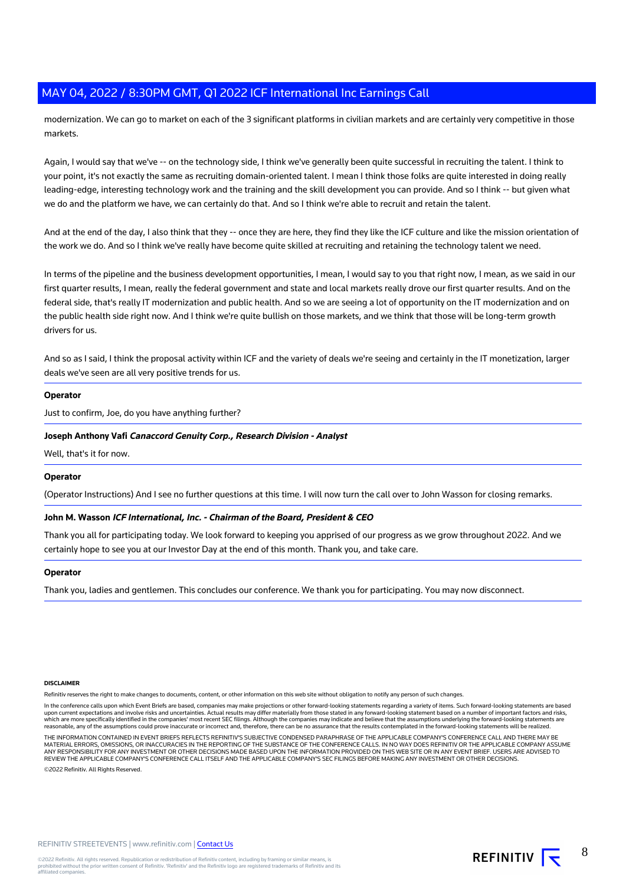modernization. We can go to market on each of the 3 significant platforms in civilian markets and are certainly very competitive in those markets.

Again, I would say that we've -- on the technology side, I think we've generally been quite successful in recruiting the talent. I think to your point, it's not exactly the same as recruiting domain-oriented talent. I mean I think those folks are quite interested in doing really leading-edge, interesting technology work and the training and the skill development you can provide. And so I think -- but given what we do and the platform we have, we can certainly do that. And so I think we're able to recruit and retain the talent.

And at the end of the day, I also think that they -- once they are here, they find they like the ICF culture and like the mission orientation of the work we do. And so I think we've really have become quite skilled at recruiting and retaining the technology talent we need.

In terms of the pipeline and the business development opportunities, I mean, I would say to you that right now, I mean, as we said in our first quarter results, I mean, really the federal government and state and local markets really drove our first quarter results. And on the federal side, that's really IT modernization and public health. And so we are seeing a lot of opportunity on the IT modernization and on the public health side right now. And I think we're quite bullish on those markets, and we think that those will be long-term growth drivers for us.

And so as I said, I think the proposal activity within ICF and the variety of deals we're seeing and certainly in the IT monetization, larger deals we've seen are all very positive trends for us.

**Operator**

Just to confirm, Joe, do you have anything further?

**Joseph Anthony Vafi** ***Canaccord Genuity Corp., Research Division - Analyst***

Well, that's it for now.

**Operator**

(Operator Instructions) And I see no further questions at this time. I will now turn the call over to John Wasson for closing remarks.

**John M. Wasson** ***ICF International, Inc. - Chairman of the Board, President & CEO***

Thank you all for participating today. We look forward to keeping you apprised of our progress as we grow throughout 2022. And we certainly hope to see you at our Investor Day at the end of this month. Thank you, and take care.

**Operator**

Thank you, ladies and gentlemen. This concludes our conference. We thank you for participating. You may now disconnect.

**DISCLAIMER**

Refinitiv reserves the right to make changes to documents, content, or other information on this web site without obligation to notify any person of such changes.

In the conference calls upon which Event Briefs are based, companies may make projections or other forward-looking statements regarding a variety of items. Such forward-looking statements are based upon current expectations and involve risks and uncertainties. Actual results may differ materially from those stated in any forward-looking statement based on a number of important factors and risks, which are more specifically identified in the companies' most recent SEC filings. Although the companies may indicate and believe that the assumptions underlying the forward-looking statements are reasonable, any of the assumptions could prove inaccurate or incorrect and, therefore, there can be no assurance that the results contemplated in the forward-looking statements will be realized.

THE INFORMATION CONTAINED IN EVENT BRIEFS REFLECTS REFINITIV'S SUBJECTIVE CONDENSED PARAPHRASE OF THE APPLICABLE COMPANY'S CONFERENCE CALL AND THERE MAY BE MATERIAL ERRORS, OMISSIONS, OR INACCURACIES IN THE REPORTING OF THE SUBSTANCE OF THE CONFERENCE CALLS. IN NO WAY DOES REFINITIV OR THE APPLICABLE COMPANY ASSUME ANY RESPONSIBILITY FOR ANY INVESTMENT OR OTHER DECISIONS MADE BASED UPON THE INFORMATION PROVIDED ON THIS WEB SITE OR IN ANY EVENT BRIEF. USERS ARE ADVISED TO REVIEW THE APPLICABLE COMPANY'S CONFERENCE CALL ITSELF AND THE APPLICABLE COMPANY'S SEC FILINGS BEFORE MAKING ANY INVESTMENT OR OTHER DECISIONS.

©2022 Refinitiv. All Rights Reserved.